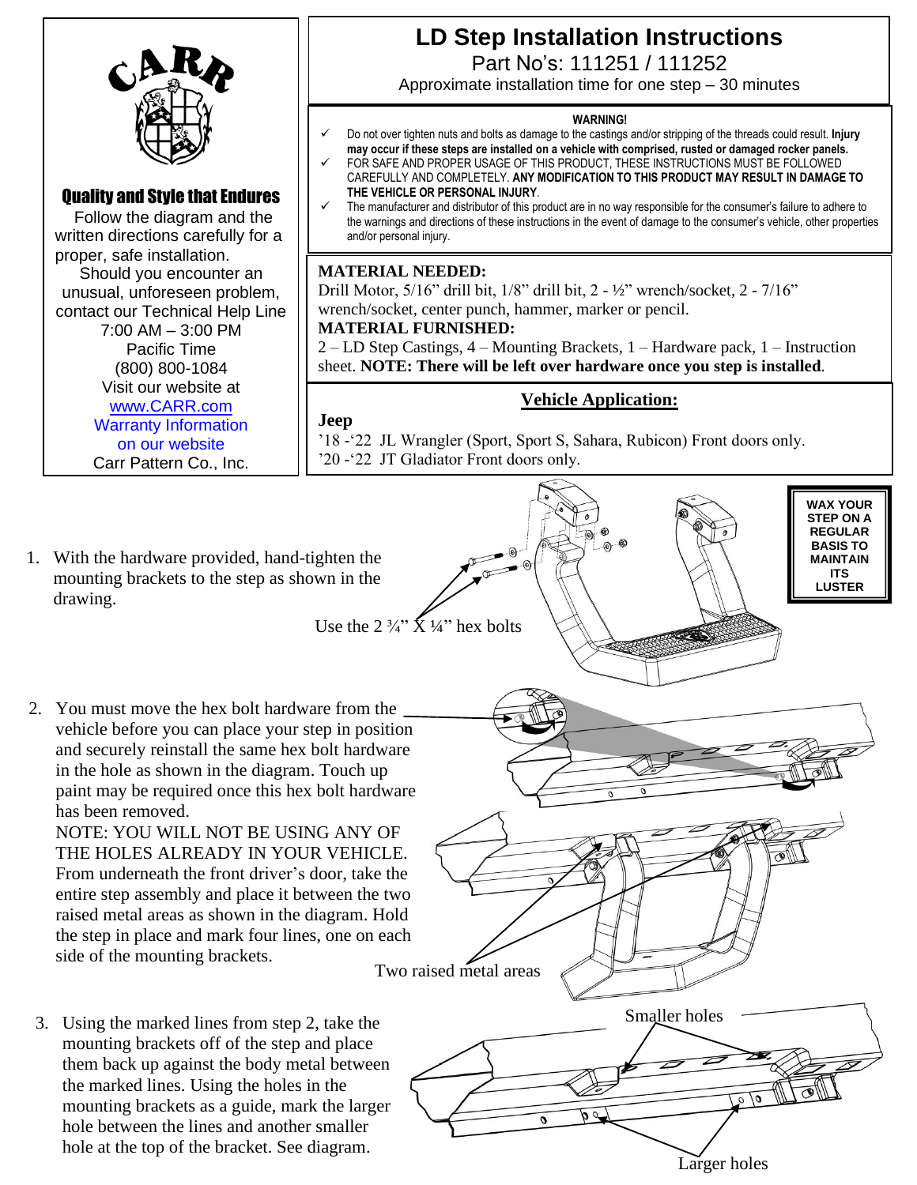# LD Step Installation Instructions

Part No's: 111251 / 111252

Approximate installation time for one step – 30 minutes

CARR

**Quality and Style that Endures**

Follow the diagram and the written directions carefully for a proper, safe installation.

Should you encounter an unusual, unforeseen problem, contact our Technical Help Line 7:00 AM – 3:00 PM Pacific Time (800) 800-1084

Visit our website at www.CARR.com

Warranty Information on our website

Carr Pattern Co., Inc.

**WARNING!**

- ✓ Do not over tighten nuts and bolts as damage to the castings and/or stripping of the threads could result. **Injury may occur if these steps are installed on a vehicle with comprised, rusted or damaged rocker panels.**
- ✓ FOR SAFE AND PROPER USAGE OF THIS PRODUCT, THESE INSTRUCTIONS MUST BE FOLLOWED CAREFULLY AND COMPLETELY. **ANY MODIFICATION TO THIS PRODUCT MAY RESULT IN DAMAGE TO THE VEHICLE OR PERSONAL INJURY**.
- ✓ The manufacturer and distributor of this product are in no way responsible for the consumer's failure to adhere to the warnings and directions of these instructions in the event of damage to the consumer's vehicle, other properties and/or personal injury.

**MATERIAL NEEDED:**
Drill Motor, 5/16" drill bit, 1/8" drill bit, 2 - ½" wrench/socket, 2 - 7/16" wrench/socket, center punch, hammer, marker or pencil.

**MATERIAL FURNISHED:**
2 – LD Step Castings, 4 – Mounting Brackets, 1 – Hardware pack, 1 – Instruction sheet. **NOTE: There will be left over hardware once you step is installed**.

**Vehicle Application:**

**Jeep**
'18 -'22 JL Wrangler (Sport, Sport S, Sahara, Rubicon) Front doors only.
'20 -'22 JT Gladiator Front doors only.

**WAX YOUR STEP ON A REGULAR BASIS TO MAINTAIN ITS LUSTER**

1. With the hardware provided, hand-tighten the mounting brackets to the step as shown in the drawing.

   Use the 2 ¾" X ¼" hex bolts

2. You must move the hex bolt hardware from the vehicle before you can place your step in position and securely reinstall the same hex bolt hardware in the hole as shown in the diagram. Touch up paint may be required once this hex bolt hardware has been removed.
   NOTE: YOU WILL NOT BE USING ANY OF THE HOLES ALREADY IN YOUR VEHICLE. From underneath the front driver's door, take the entire step assembly and place it between the two raised metal areas as shown in the diagram. Hold the step in place and mark four lines, one on each side of the mounting brackets.

   Two raised metal areas

3. Using the marked lines from step 2, take the mounting brackets off of the step and place them back up against the body metal between the marked lines. Using the holes in the mounting brackets as a guide, mark the larger hole between the lines and another smaller hole at the top of the bracket. See diagram.

   Smaller holes

   Larger holes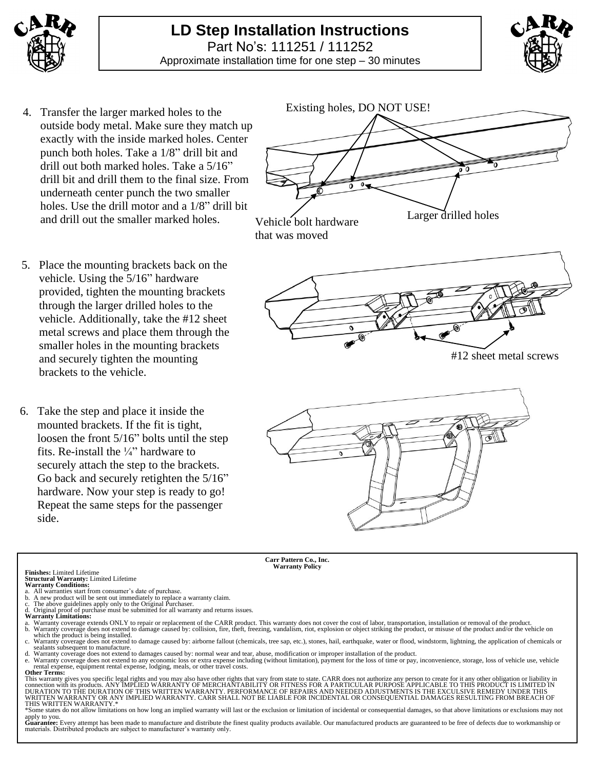# LD Step Installation Instructions

Part No's: 111251 / 111252

Approximate installation time for one step – 30 minutes

4. Transfer the larger marked holes to the outside body metal. Make sure they match up exactly with the inside marked holes. Center punch both holes. Take a 1/8" drill bit and drill out both marked holes. Take a 5/16" drill bit and drill them to the final size. From underneath center punch the two smaller holes. Use the drill motor and a 1/8" drill bit and drill out the smaller marked holes.

Existing holes, DO NOT USE!

Vehicle bolt hardware that was moved

Larger drilled holes

5. Place the mounting brackets back on the vehicle. Using the 5/16" hardware provided, tighten the mounting brackets through the larger drilled holes to the vehicle. Additionally, take the #12 sheet metal screws and place them through the smaller holes in the mounting brackets and securely tighten the mounting brackets to the vehicle.

#12 sheet metal screws

6. Take the step and place it inside the mounted brackets. If the fit is tight, loosen the front 5/16" bolts until the step fits. Re-install the ¼" hardware to securely attach the step to the brackets. Go back and securely retighten the 5/16" hardware. Now your step is ready to go! Repeat the same steps for the passenger side.

**Carr Pattern Co., Inc.**
**Warranty Policy**

**Finishes:** Limited Lifetime
**Structural Warranty:** Limited Lifetime
**Warranty Conditions:**

a. All warranties start from consumer's date of purchase.
b. A new product will be sent out immediately to replace a warranty claim.
c. The above guidelines apply only to the Original Purchaser.
d. Original proof of purchase must be submitted for all warranty and returns issues.

**Warranty Limitations:**

a. Warranty coverage extends ONLY to repair or replacement of the CARR product. This warranty does not cover the cost of labor, transportation, installation or removal of the product.
b. Warranty coverage does not extend to damage caused by: collision, fire, theft, freezing, vandalism, riot, explosion or object striking the product, or misuse of the product and/or the vehicle on which the product is being installed.
c. Warranty coverage does not extend to damage caused by: airborne fallout (chemicals, tree sap, etc.), stones, hail, earthquake, water or flood, windstorm, lightning, the application of chemicals or sealants subsequent to manufacture.
d. Warranty coverage does not extend to damages caused by: normal wear and tear, abuse, modification or improper installation of the product.
e. Warranty coverage does not extend to any economic loss or extra expense including (without limitation), payment for the loss of time or pay, inconvenience, storage, loss of vehicle use, vehicle rental expense, equipment rental expense, lodging, meals, or other travel costs.

**Other Terms:**

This warranty gives you specific legal rights and you may also have other rights that vary from state to state. CARR does not authorize any person to create for it any other obligation or liability in connection with its products. ANY IMPLIED WARRANTY OF MERCHANTABILITY OR FITNESS FOR A PARTICULAR PURPOSE APPLICABLE TO THIS PRODUCT IS LIMITED IN DURATION TO THE DURATION OF THIS WRITTEN WARRANTY. PERFORMANCE OF REPAIRS AND NEEDED ADJUSTMENTS IS THE EXCULSIVE REMEDY UNDER THIS WRITTEN WARRANTY OR ANY IMPLIED WARRANTY. CARR SHALL NOT BE LIABLE FOR INCIDENTAL OR CONSEQUENTIAL DAMAGES RESULTING FROM BREACH OF THIS WRITTEN WARRANTY.*

*Some states do not allow limitations on how long an implied warranty will last or the exclusion or limitation of incidental or consequential damages, so that above limitations or exclusions may not apply to you.

**Guarantee:** Every attempt has been made to manufacture and distribute the finest quality products available. Our manufactured products are guaranteed to be free of defects due to workmanship or materials. Distributed products are subject to manufacturer's warranty only.